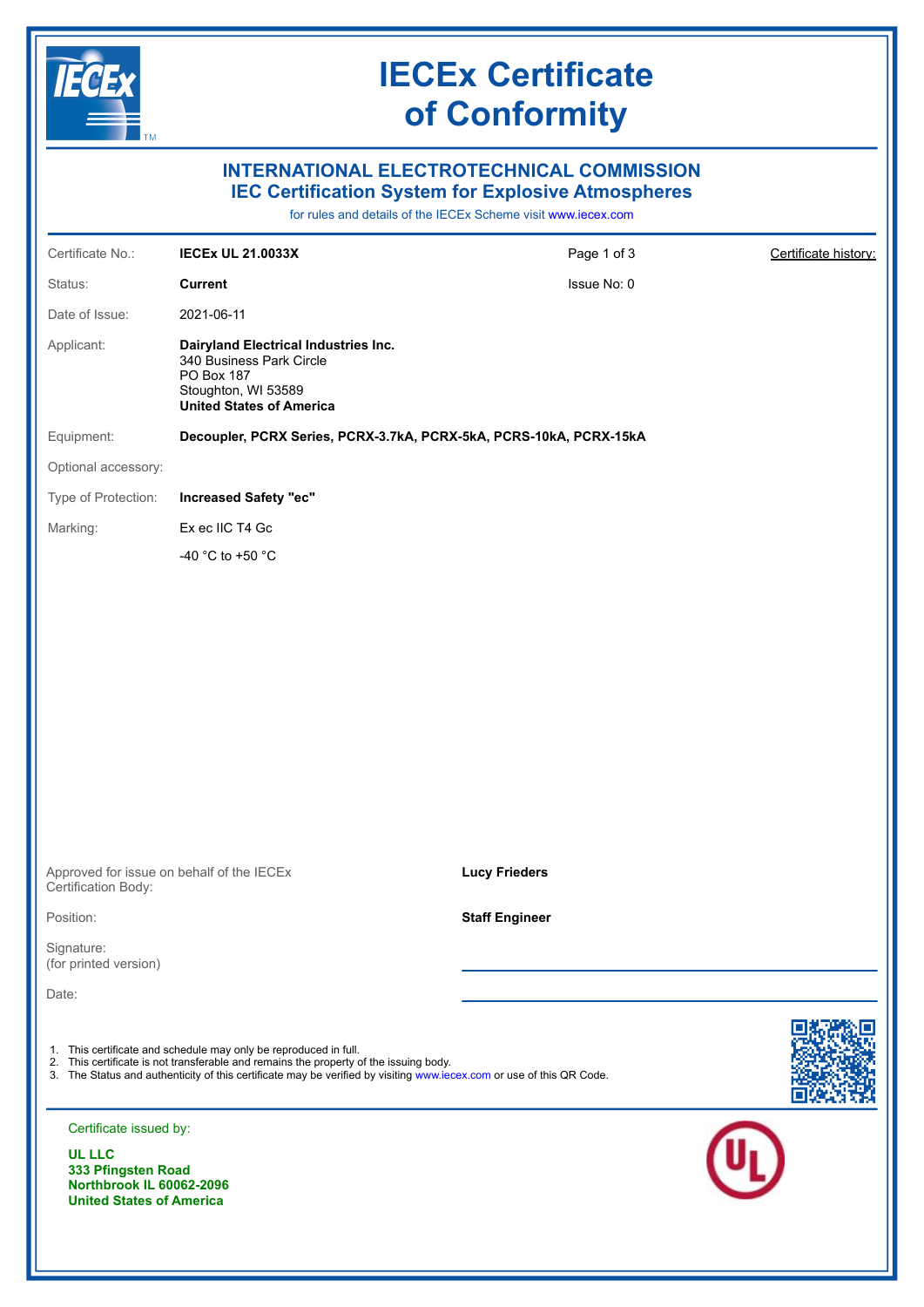# IECEx Certificate of Conformity

## INTERNATIONAL ELECTROTECHNICAL COMMISSION
## IEC Certification System for Explosive Atmospheres

for rules and details of the IECEx Scheme visit www.iecex.com

| | | | |
|---|---|---|---|
| Certificate No.: | **IECEx UL 21.0033X** | Page 1 of 3 | Certificate history: |
| Status: | **Current** | Issue No: 0 | |
| Date of Issue: | 2021-06-11 | | |

Applicant: **Dairyland Electrical Industries Inc.**
340 Business Park Circle
PO Box 187
Stoughton, WI 53589
**United States of America**

Equipment: **Decoupler, PCRX Series, PCRX-3.7kA, PCRX-5kA, PCRS-10kA, PCRX-15kA**

Optional accessory:

Type of Protection: **Increased Safety "ec"**

Marking: Ex ec IIC T4 Gc

-40 °C to +50 °C

Approved for issue on behalf of the IECEx Certification Body: **Lucy Frieders**

Position: **Staff Engineer**

Signature:
(for printed version)

Date:

1. This certificate and schedule may only be reproduced in full.
2. This certificate is not transferable and remains the property of the issuing body.
3. The Status and authenticity of this certificate may be verified by visiting www.iecex.com or use of this QR Code.

Certificate issued by:

**UL LLC**
**333 Pfingsten Road**
**Northbrook IL 60062-2096**
**United States of America**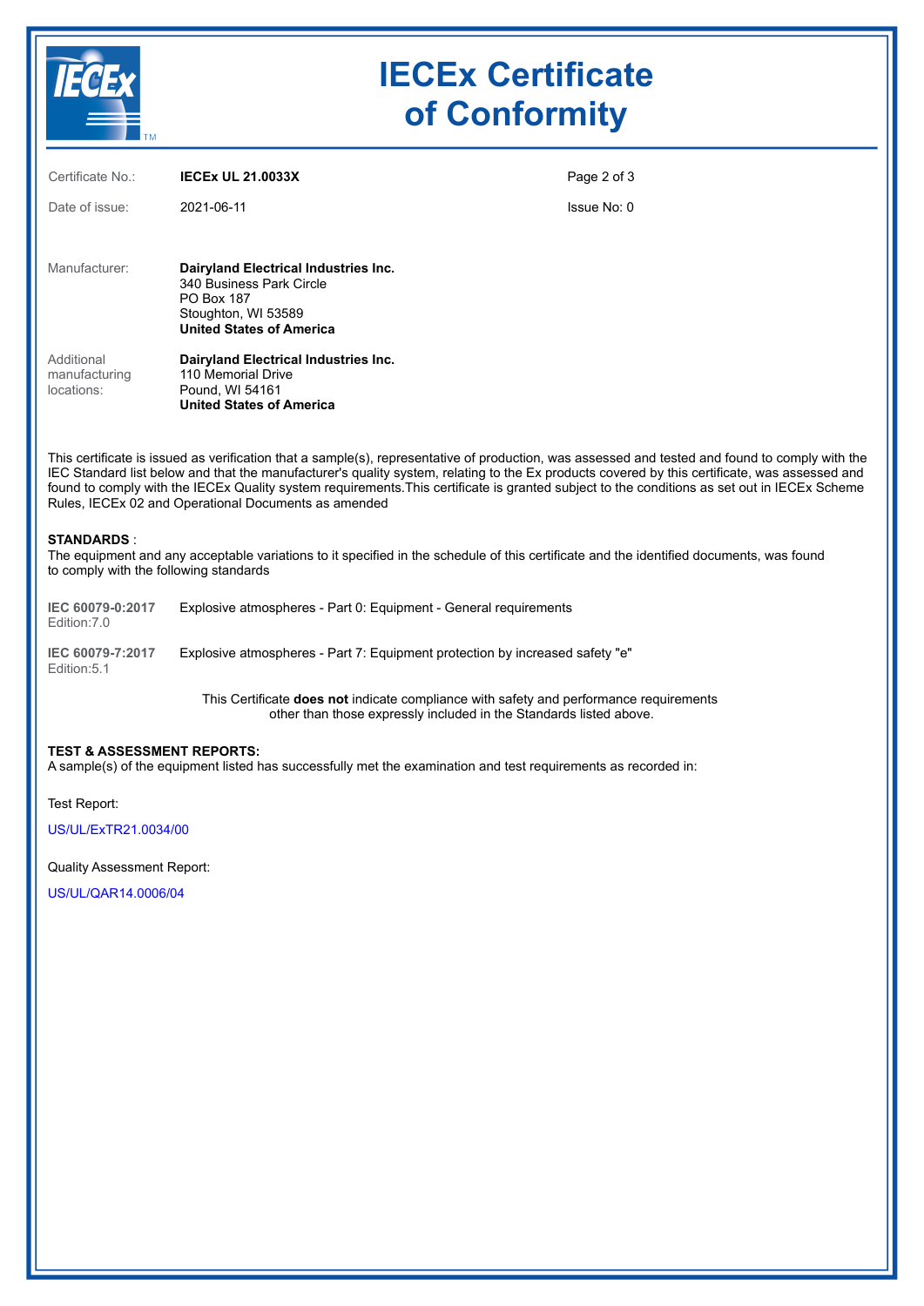# IECEx Certificate of Conformity

| | | |
|---|---|---|
| Certificate No.: | **IECEx UL 21.0033X** | Page 2 of 3 |
| Date of issue: | 2021-06-11 | Issue No: 0 |

Manufacturer: **Dairyland Electrical Industries Inc.**
340 Business Park Circle
PO Box 187
Stoughton, WI 53589
**United States of America**

Additional manufacturing locations: **Dairyland Electrical Industries Inc.**
110 Memorial Drive
Pound, WI 54161
**United States of America**

This certificate is issued as verification that a sample(s), representative of production, was assessed and tested and found to comply with the IEC Standard list below and that the manufacturer's quality system, relating to the Ex products covered by this certificate, was assessed and found to comply with the IECEx Quality system requirements.This certificate is granted subject to the conditions as set out in IECEx Scheme Rules, IECEx 02 and Operational Documents as amended

**STANDARDS** :
The equipment and any acceptable variations to it specified in the schedule of this certificate and the identified documents, was found to comply with the following standards

| | |
|---|---|
| **IEC 60079-0:2017** Edition:7.0 | Explosive atmospheres - Part 0: Equipment - General requirements |
| **IEC 60079-7:2017** Edition:5.1 | Explosive atmospheres - Part 7: Equipment protection by increased safety "e" |

This Certificate **does not** indicate compliance with safety and performance requirements other than those expressly included in the Standards listed above.

**TEST & ASSESSMENT REPORTS:**
A sample(s) of the equipment listed has successfully met the examination and test requirements as recorded in:

Test Report:

US/UL/ExTR21.0034/00

Quality Assessment Report:

US/UL/QAR14.0006/04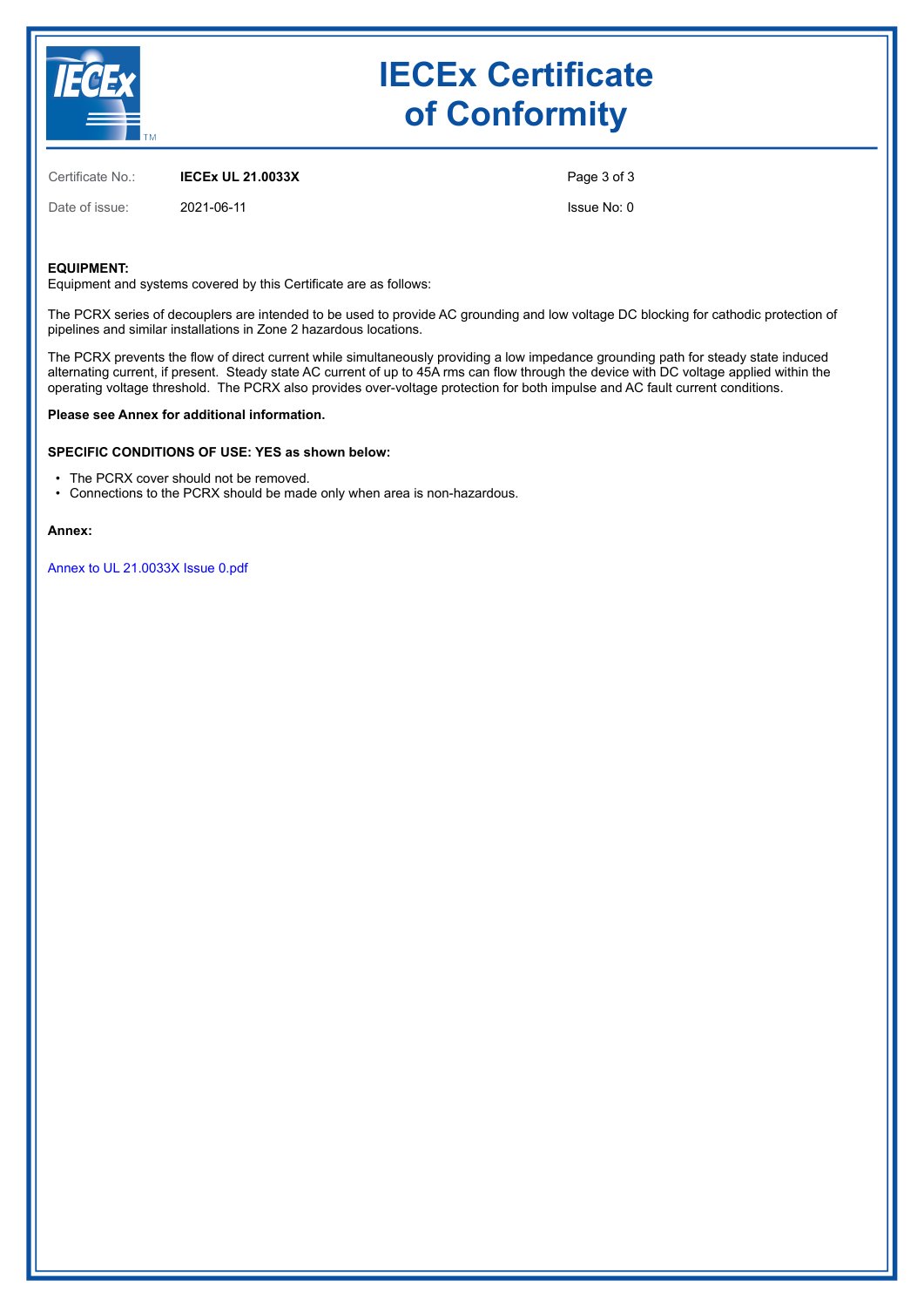# IECEx Certificate of Conformity

| | | |
|---|---|---|
| Certificate No.: | **IECEx UL 21.0033X** | |
| Date of issue: | 2021-06-11 | Issue No: 0 |

**EQUIPMENT:**
Equipment and systems covered by this Certificate are as follows:

The PCRX series of decouplers are intended to be used to provide AC grounding and low voltage DC blocking for cathodic protection of pipelines and similar installations in Zone 2 hazardous locations.

The PCRX prevents the flow of direct current while simultaneously providing a low impedance grounding path for steady state induced alternating current, if present. Steady state AC current of up to 45A rms can flow through the device with DC voltage applied within the operating voltage threshold. The PCRX also provides over-voltage protection for both impulse and AC fault current conditions.

**Please see Annex for additional information.**

**SPECIFIC CONDITIONS OF USE: YES as shown below:**

- The PCRX cover should not be removed.
- Connections to the PCRX should be made only when area is non-hazardous.

**Annex:**

Annex to UL 21.0033X Issue 0.pdf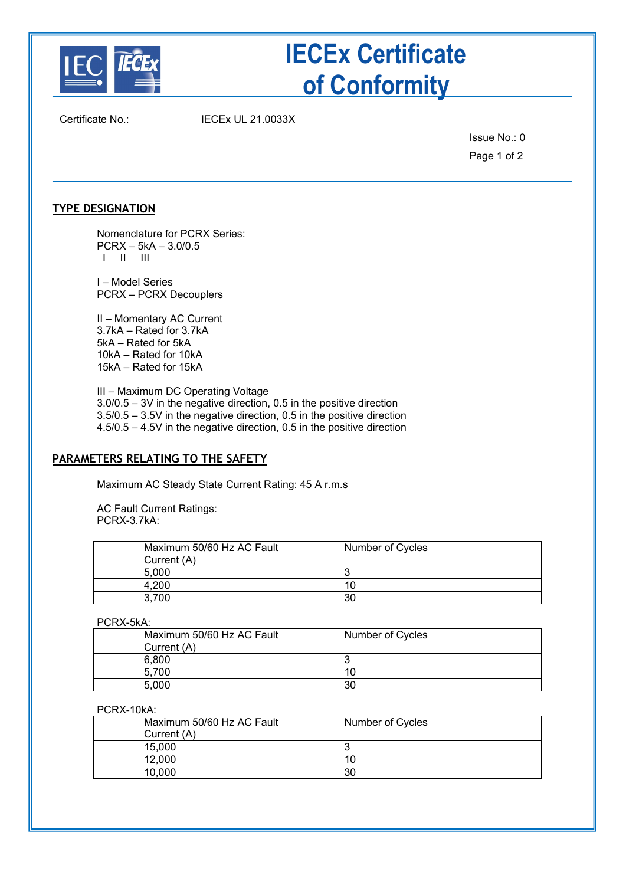# IECEx Certificate of Conformity

Certificate No.: IECEx UL 21.0033X

Issue No.: 0

## TYPE DESIGNATION

Nomenclature for PCRX Series:
PCRX – 5kA – 3.0/0.5
I II III

I – Model Series
PCRX – PCRX Decouplers

II – Momentary AC Current
3.7kA – Rated for 3.7kA
5kA – Rated for 5kA
10kA – Rated for 10kA
15kA – Rated for 15kA

III – Maximum DC Operating Voltage
3.0/0.5 – 3V in the negative direction, 0.5 in the positive direction
3.5/0.5 – 3.5V in the negative direction, 0.5 in the positive direction
4.5/0.5 – 4.5V in the negative direction, 0.5 in the positive direction

## PARAMETERS RELATING TO THE SAFETY

Maximum AC Steady State Current Rating: 45 A r.m.s

AC Fault Current Ratings:
PCRX-3.7kA:

| Maximum 50/60 Hz AC Fault Current (A) | Number of Cycles |
|---|---|
| 5,000 | 3 |
| 4,200 | 10 |
| 3,700 | 30 |

PCRX-5kA:

| Maximum 50/60 Hz AC Fault Current (A) | Number of Cycles |
|---|---|
| 6,800 | 3 |
| 5,700 | 10 |
| 5,000 | 30 |

PCRX-10kA:

| Maximum 50/60 Hz AC Fault Current (A) | Number of Cycles |
|---|---|
| 15,000 | 3 |
| 12,000 | 10 |
| 10,000 | 30 |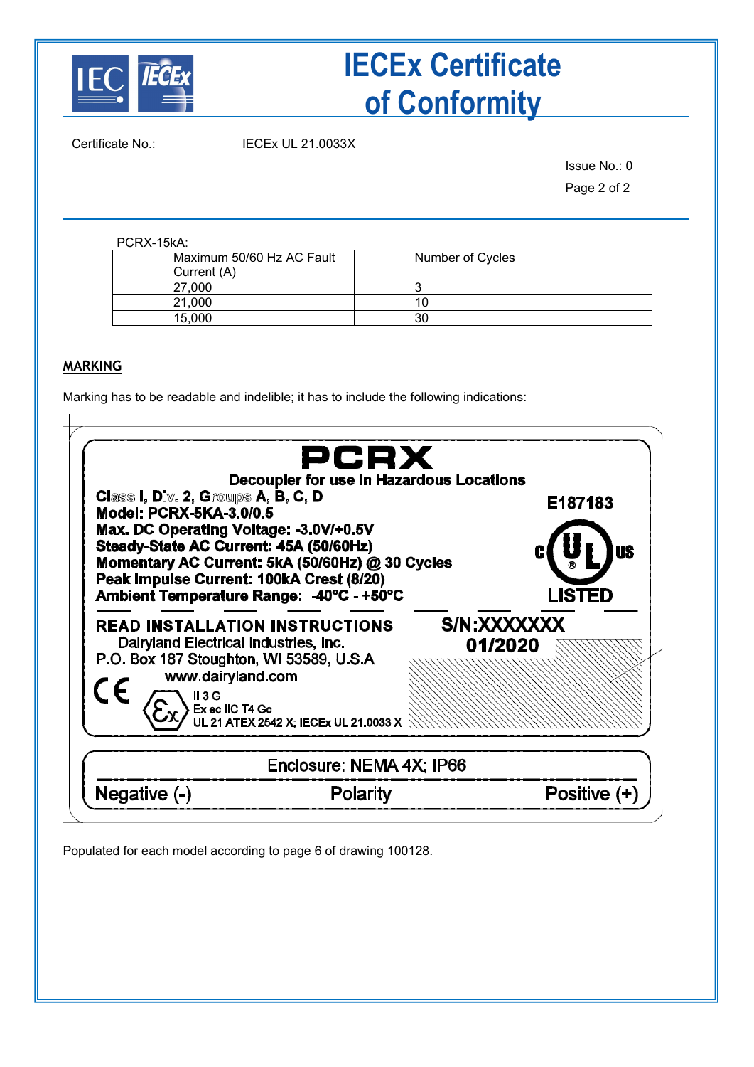IECEx Certificate of Conformity

Certificate No.: IECEx UL 21.0033X

Issue No.: 0

PCRX-15kA:

| Maximum 50/60 Hz AC Fault Current (A) | Number of Cycles |
|---|---|
| 27,000 | 3 |
| 21,000 | 10 |
| 15,000 | 30 |

## MARKING

Marking has to be readable and indelible; it has to include the following indications:

**PCRX**

**Decoupler for use in Hazardous Locations**

**Class I, Div. 2, Groups A, B, C, D**

**Model: PCRX-5KA-3.0/0.5**

**Max. DC Operating Voltage: -3.0V/+0.5V**

**Steady-State AC Current: 45A (50/60Hz)**

**Momentary AC Current: 5kA (50/60Hz) @ 30 Cycles**

**Peak Impulse Current: 100kA Crest (8/20)**

**Ambient Temperature Range: -40°C - +50°C**

**E187183**

c UL us LISTED

**READ INSTALLATION INSTRUCTIONS**

Dairyland Electrical Industries, Inc.

P.O. Box 187 Stoughton, WI 53589, U.S.A

www.dairyland.com

**S/N:XXXXXXX**

**01/2020**

CE

II 3 G

Ex ec IIC T4 Gc

UL 21 ATEX 2542 X; IECEx UL 21.0033 X

Enclosure: NEMA 4X; IP66

Negative (-) Polarity Positive (+)

Populated for each model according to page 6 of drawing 100128.